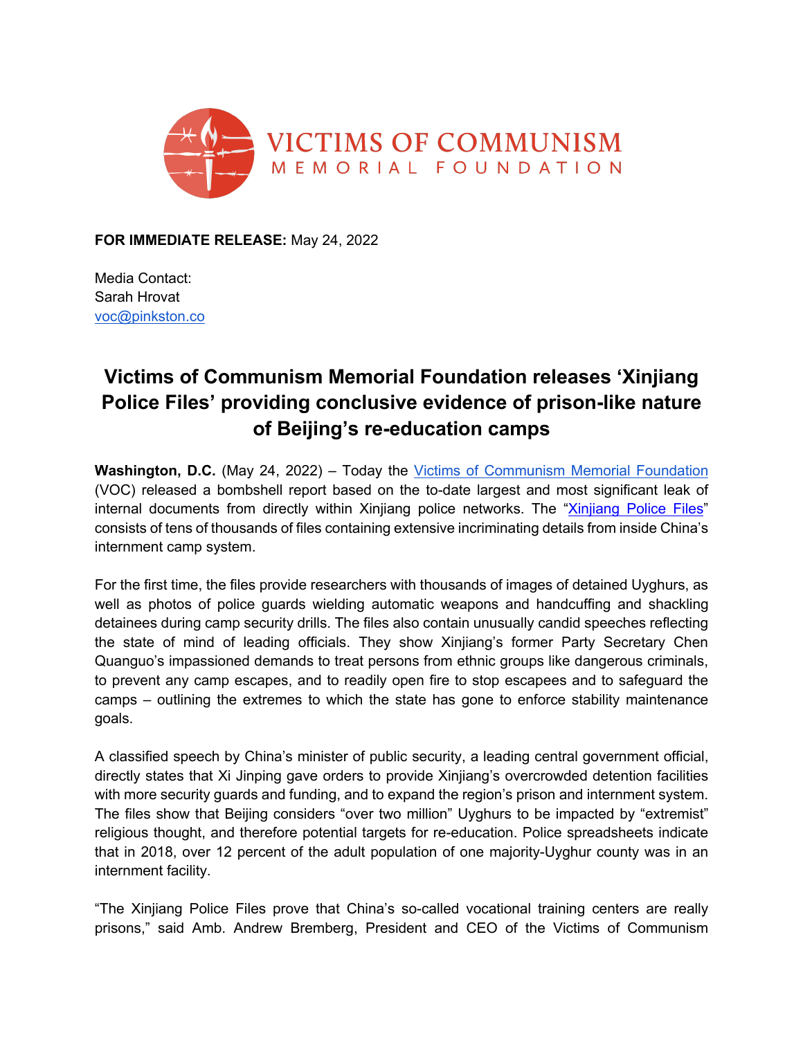VICTIMS OF COMMUNISM
MEMORIAL FOUNDATION

**FOR IMMEDIATE RELEASE:** May 24, 2022

Media Contact:
Sarah Hrovat
voc@pinkston.co

# Victims of Communism Memorial Foundation releases 'Xinjiang Police Files' providing conclusive evidence of prison-like nature of Beijing's re-education camps

**Washington, D.C.** (May 24, 2022) – Today the Victims of Communism Memorial Foundation (VOC) released a bombshell report based on the to-date largest and most significant leak of internal documents from directly within Xinjiang police networks. The "Xinjiang Police Files" consists of tens of thousands of files containing extensive incriminating details from inside China's internment camp system.

For the first time, the files provide researchers with thousands of images of detained Uyghurs, as well as photos of police guards wielding automatic weapons and handcuffing and shackling detainees during camp security drills. The files also contain unusually candid speeches reflecting the state of mind of leading officials. They show Xinjiang's former Party Secretary Chen Quanguo's impassioned demands to treat persons from ethnic groups like dangerous criminals, to prevent any camp escapes, and to readily open fire to stop escapees and to safeguard the camps – outlining the extremes to which the state has gone to enforce stability maintenance goals.

A classified speech by China's minister of public security, a leading central government official, directly states that Xi Jinping gave orders to provide Xinjiang's overcrowded detention facilities with more security guards and funding, and to expand the region's prison and internment system. The files show that Beijing considers "over two million" Uyghurs to be impacted by "extremist" religious thought, and therefore potential targets for re-education. Police spreadsheets indicate that in 2018, over 12 percent of the adult population of one majority-Uyghur county was in an internment facility.

"The Xinjiang Police Files prove that China's so-called vocational training centers are really prisons," said Amb. Andrew Bremberg, President and CEO of the Victims of Communism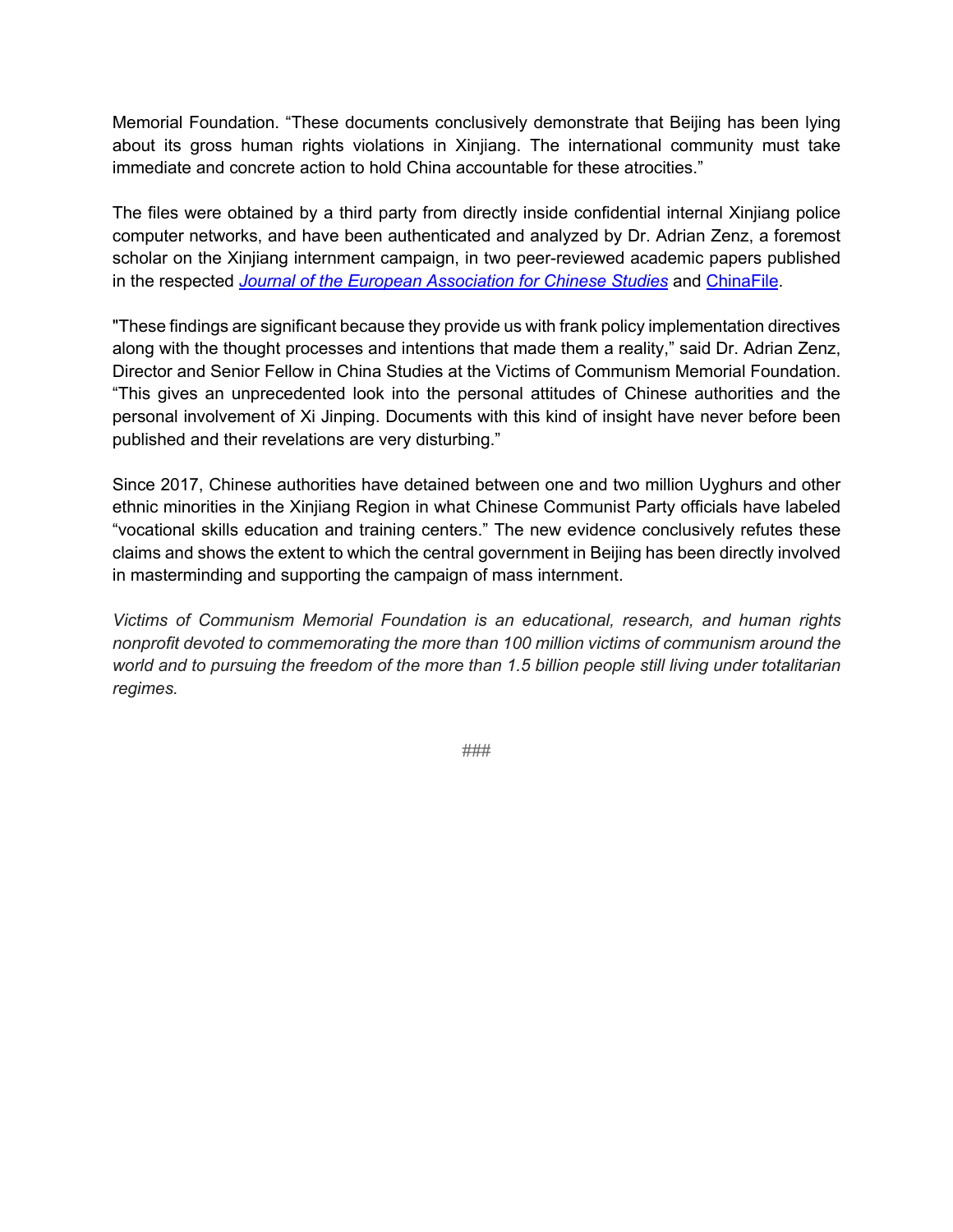Memorial Foundation. “These documents conclusively demonstrate that Beijing has been lying about its gross human rights violations in Xinjiang. The international community must take immediate and concrete action to hold China accountable for these atrocities.”

The files were obtained by a third party from directly inside confidential internal Xinjiang police computer networks, and have been authenticated and analyzed by Dr. Adrian Zenz, a foremost scholar on the Xinjiang internment campaign, in two peer-reviewed academic papers published in the respected *Journal of the European Association for Chinese Studies* and ChinaFile.

"These findings are significant because they provide us with frank policy implementation directives along with the thought processes and intentions that made them a reality,” said Dr. Adrian Zenz, Director and Senior Fellow in China Studies at the Victims of Communism Memorial Foundation. “This gives an unprecedented look into the personal attitudes of Chinese authorities and the personal involvement of Xi Jinping. Documents with this kind of insight have never before been published and their revelations are very disturbing.”

Since 2017, Chinese authorities have detained between one and two million Uyghurs and other ethnic minorities in the Xinjiang Region in what Chinese Communist Party officials have labeled “vocational skills education and training centers.” The new evidence conclusively refutes these claims and shows the extent to which the central government in Beijing has been directly involved in masterminding and supporting the campaign of mass internment.

*Victims of Communism Memorial Foundation is an educational, research, and human rights nonprofit devoted to commemorating the more than 100 million victims of communism around the world and to pursuing the freedom of the more than 1.5 billion people still living under totalitarian regimes.*

###